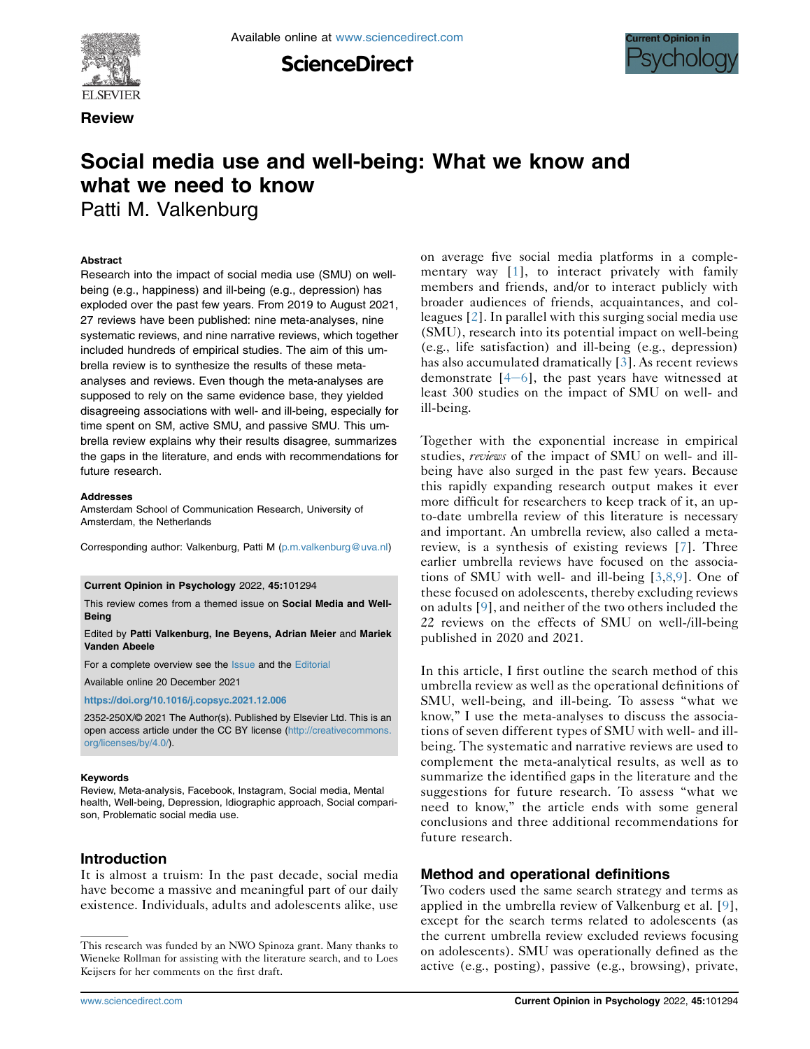Review

# Social media use and well-being: What we know and what we need to know

Patti M. Valkenburg

### Abstract

Research into the impact of social media use (SMU) on well-being (e.g., happiness) and ill-being (e.g., depression) has exploded over the past few years. From 2019 to August 2021, 27 reviews have been published: nine meta-analyses, nine systematic reviews, and nine narrative reviews, which together included hundreds of empirical studies. The aim of this umbrella review is to synthesize the results of these meta-analyses and reviews. Even though the meta-analyses are supposed to rely on the same evidence base, they yielded disagreeing associations with well- and ill-being, especially for time spent on SM, active SMU, and passive SMU. This umbrella review explains why their results disagree, summarizes the gaps in the literature, and ends with recommendations for future research.

### Addresses

Amsterdam School of Communication Research, University of Amsterdam, the Netherlands

Corresponding author: Valkenburg, Patti M (p.m.valkenburg@uva.nl)

**Current Opinion in Psychology** 2022, **45**:101294

This review comes from a themed issue on **Social Media and Well-Being**

Edited by **Patti Valkenburg, Ine Beyens, Adrian Meier** and **Mariek Vanden Abeele**

For a complete overview see the Issue and the Editorial

Available online 20 December 2021

**https://doi.org/10.1016/j.copsyc.2021.12.006**

2352-250X/© 2021 The Author(s). Published by Elsevier Ltd. This is an open access article under the CC BY license (http://creativecommons.org/licenses/by/4.0/).

### Keywords

Review, Meta-analysis, Facebook, Instagram, Social media, Mental health, Well-being, Depression, Idiographic approach, Social comparison, Problematic social media use.

## Introduction

It is almost a truism: In the past decade, social media have become a massive and meaningful part of our daily existence. Individuals, adults and adolescents alike, use on average five social media platforms in a complementary way [1], to interact privately with family members and friends, and/or to interact publicly with broader audiences of friends, acquaintances, and colleagues [2]. In parallel with this surging social media use (SMU), research into its potential impact on well-being (e.g., life satisfaction) and ill-being (e.g., depression) has also accumulated dramatically [3]. As recent reviews demonstrate [4–6], the past years have witnessed at least 300 studies on the impact of SMU on well- and ill-being.

Together with the exponential increase in empirical studies, *reviews* of the impact of SMU on well- and ill-being have also surged in the past few years. Because this rapidly expanding research output makes it ever more difficult for researchers to keep track of it, an up-to-date umbrella review of this literature is necessary and important. An umbrella review, also called a meta-review, is a synthesis of existing reviews [7]. Three earlier umbrella reviews have focused on the associations of SMU with well- and ill-being [3,8,9]. One of these focused on adolescents, thereby excluding reviews on adults [9], and neither of the two others included the 22 reviews on the effects of SMU on well-/ill-being published in 2020 and 2021.

In this article, I first outline the search method of this umbrella review as well as the operational definitions of SMU, well-being, and ill-being. To assess "what we know," I use the meta-analyses to discuss the associations of seven different types of SMU with well- and ill-being. The systematic and narrative reviews are used to complement the meta-analytical results, as well as to summarize the identified gaps in the literature and the suggestions for future research. To assess "what we need to know," the article ends with some general conclusions and three additional recommendations for future research.

## Method and operational definitions

Two coders used the same search strategy and terms as applied in the umbrella review of Valkenburg et al. [9], except for the search terms related to adolescents (as the current umbrella review excluded reviews focusing on adolescents). SMU was operationally defined as the active (e.g., posting), passive (e.g., browsing), private,

This research was funded by an NWO Spinoza grant. Many thanks to Wieneke Rollman for assisting with the literature search, and to Loes Keijsers for her comments on the first draft.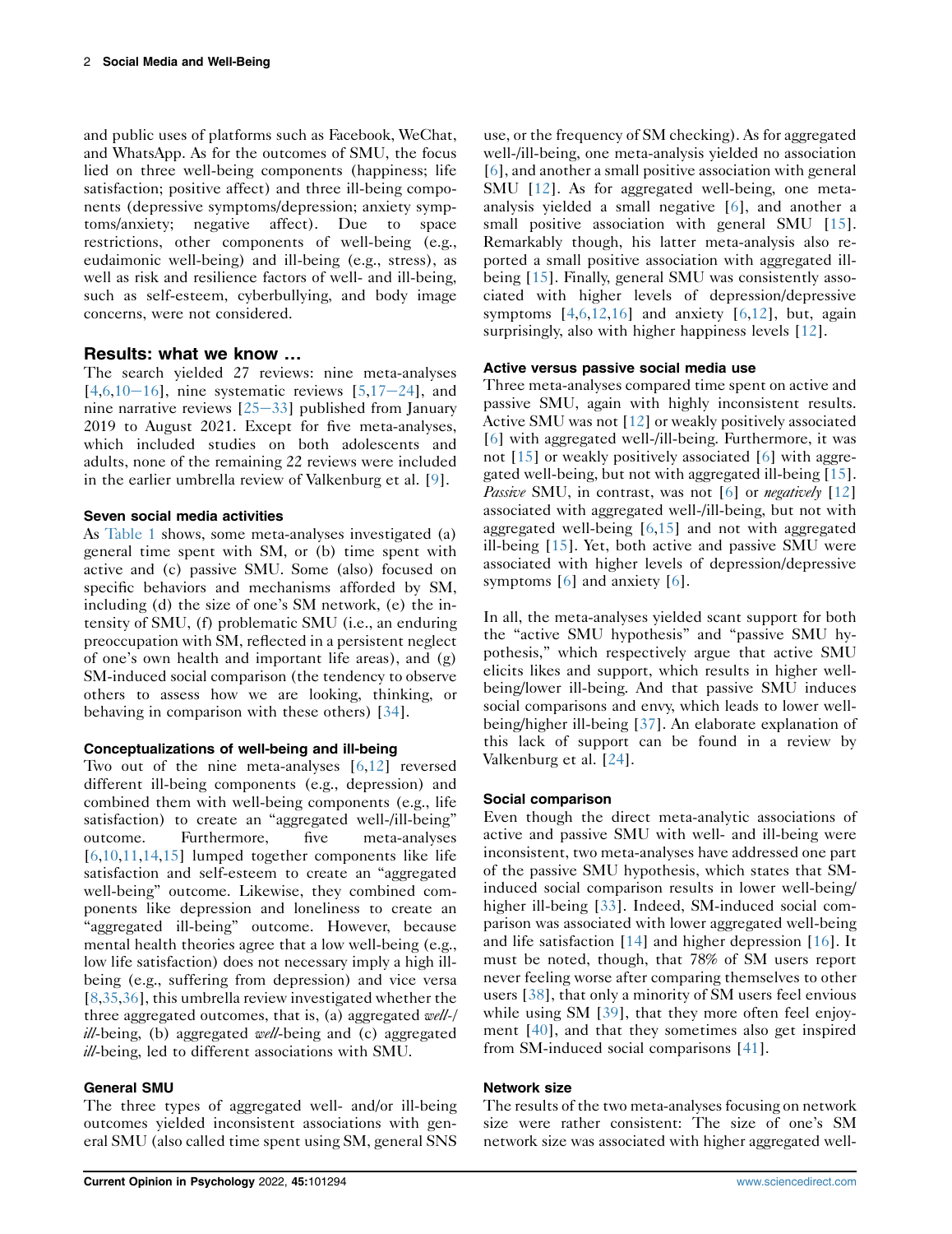and public uses of platforms such as Facebook, WeChat, and WhatsApp. As for the outcomes of SMU, the focus lied on three well-being components (happiness; life satisfaction; positive affect) and three ill-being components (depressive symptoms/depression; anxiety symptoms/anxiety; negative affect). Due to space restrictions, other components of well-being (e.g., eudaimonic well-being) and ill-being (e.g., stress), as well as risk and resilience factors of well- and ill-being, such as self-esteem, cyberbullying, and body image concerns, were not considered.

## Results: what we know …

The search yielded 27 reviews: nine meta-analyses [4,6,10–16], nine systematic reviews [5,17–24], and nine narrative reviews [25–33] published from January 2019 to August 2021. Except for five meta-analyses, which included studies on both adolescents and adults, none of the remaining 22 reviews were included in the earlier umbrella review of Valkenburg et al. [9].

### Seven social media activities

As Table 1 shows, some meta-analyses investigated (a) general time spent with SM, or (b) time spent with active and (c) passive SMU. Some (also) focused on specific behaviors and mechanisms afforded by SM, including (d) the size of one's SM network, (e) the intensity of SMU, (f) problematic SMU (i.e., an enduring preoccupation with SM, reflected in a persistent neglect of one's own health and important life areas), and (g) SM-induced social comparison (the tendency to observe others to assess how we are looking, thinking, or behaving in comparison with these others) [34].

### Conceptualizations of well-being and ill-being

Two out of the nine meta-analyses [6,12] reversed different ill-being components (e.g., depression) and combined them with well-being components (e.g., life satisfaction) to create an "aggregated well-/ill-being" outcome. Furthermore, five meta-analyses [6,10,11,14,15] lumped together components like life satisfaction and self-esteem to create an "aggregated well-being" outcome. Likewise, they combined components like depression and loneliness to create an "aggregated ill-being" outcome. However, because mental health theories agree that a low well-being (e.g., low life satisfaction) does not necessary imply a high ill-being (e.g., suffering from depression) and vice versa [8,35,36], this umbrella review investigated whether the three aggregated outcomes, that is, (a) aggregated *well-/ill*-being, (b) aggregated *well*-being and (c) aggregated *ill*-being, led to different associations with SMU.

### General SMU

The three types of aggregated well- and/or ill-being outcomes yielded inconsistent associations with general SMU (also called time spent using SM, general SNS use, or the frequency of SM checking). As for aggregated well-/ill-being, one meta-analysis yielded no association [6], and another a small positive association with general SMU [12]. As for aggregated well-being, one meta-analysis yielded a small negative [6], and another a small positive association with general SMU [15]. Remarkably though, his latter meta-analysis also reported a small positive association with aggregated ill-being [15]. Finally, general SMU was consistently associated with higher levels of depression/depressive symptoms [4,6,12,16] and anxiety [6,12], but, again surprisingly, also with higher happiness levels [12].

### Active versus passive social media use

Three meta-analyses compared time spent on active and passive SMU, again with highly inconsistent results. Active SMU was not [12] or weakly positively associated [6] with aggregated well-/ill-being. Furthermore, it was not [15] or weakly positively associated [6] with aggregated well-being, but not with aggregated ill-being [15]. *Passive* SMU, in contrast, was not [6] or *negatively* [12] associated with aggregated well-/ill-being, but not with aggregated well-being [6,15] and not with aggregated ill-being [15]. Yet, both active and passive SMU were associated with higher levels of depression/depressive symptoms [6] and anxiety [6].

In all, the meta-analyses yielded scant support for both the "active SMU hypothesis" and "passive SMU hypothesis," which respectively argue that active SMU elicits likes and support, which results in higher well-being/lower ill-being. And that passive SMU induces social comparisons and envy, which leads to lower well-being/higher ill-being [37]. An elaborate explanation of this lack of support can be found in a review by Valkenburg et al. [24].

### Social comparison

Even though the direct meta-analytic associations of active and passive SMU with well- and ill-being were inconsistent, two meta-analyses have addressed one part of the passive SMU hypothesis, which states that SM-induced social comparison results in lower well-being/higher ill-being [33]. Indeed, SM-induced social comparison was associated with lower aggregated well-being and life satisfaction [14] and higher depression [16]. It must be noted, though, that 78% of SM users report never feeling worse after comparing themselves to other users [38], that only a minority of SM users feel envious while using SM [39], that they more often feel enjoyment [40], and that they sometimes also get inspired from SM-induced social comparisons [41].

### Network size

The results of the two meta-analyses focusing on network size were rather consistent: The size of one's SM network size was associated with higher aggregated well-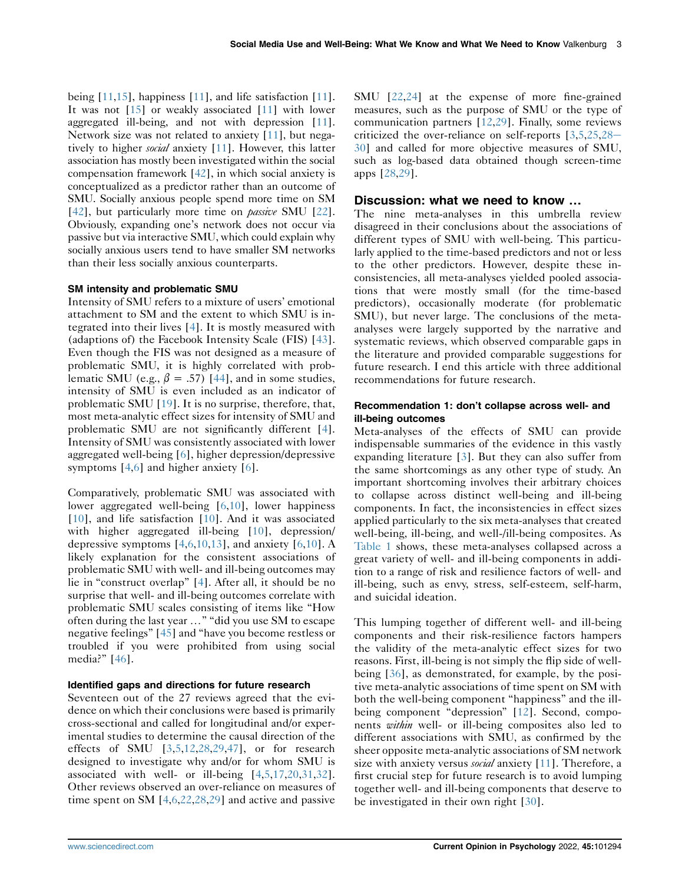being [11,15], happiness [11], and life satisfaction [11]. It was not [15] or weakly associated [11] with lower aggregated ill-being, and not with depression [11]. Network size was not related to anxiety [11], but negatively to higher *social* anxiety [11]. However, this latter association has mostly been investigated within the social compensation framework [42], in which social anxiety is conceptualized as a predictor rather than an outcome of SMU. Socially anxious people spend more time on SM [42], but particularly more time on *passive* SMU [22]. Obviously, expanding one's network does not occur via passive but via interactive SMU, which could explain why socially anxious users tend to have smaller SM networks than their less socially anxious counterparts.

### SM intensity and problematic SMU

Intensity of SMU refers to a mixture of users' emotional attachment to SM and the extent to which SMU is integrated into their lives [4]. It is mostly measured with (adaptions of) the Facebook Intensity Scale (FIS) [43]. Even though the FIS was not designed as a measure of problematic SMU, it is highly correlated with problematic SMU (e.g., $\beta = .57$) [44], and in some studies, intensity of SMU is even included as an indicator of problematic SMU [19]. It is no surprise, therefore, that, most meta-analytic effect sizes for intensity of SMU and problematic SMU are not significantly different [4]. Intensity of SMU was consistently associated with lower aggregated well-being [6], higher depression/depressive symptoms [4,6] and higher anxiety [6].

Comparatively, problematic SMU was associated with lower aggregated well-being [6,10], lower happiness [10], and life satisfaction [10]. And it was associated with higher aggregated ill-being [10], depression/depressive symptoms [4,6,10,13], and anxiety [6,10]. A likely explanation for the consistent associations of problematic SMU with well- and ill-being outcomes may lie in "construct overlap" [4]. After all, it should be no surprise that well- and ill-being outcomes correlate with problematic SMU scales consisting of items like "How often during the last year ..." "did you use SM to escape negative feelings" [45] and "have you become restless or troubled if you were prohibited from using social media?" [46].

### Identified gaps and directions for future research

Seventeen out of the 27 reviews agreed that the evidence on which their conclusions were based is primarily cross-sectional and called for longitudinal and/or experimental studies to determine the causal direction of the effects of SMU [3,5,12,28,29,47], or for research designed to investigate why and/or for whom SMU is associated with well- or ill-being [4,5,17,20,31,32]. Other reviews observed an over-reliance on measures of time spent on SM [4,6,22,28,29] and active and passive SMU [22,24] at the expense of more fine-grained measures, such as the purpose of SMU or the type of communication partners [12,29]. Finally, some reviews criticized the over-reliance on self-reports [3,5,25,28–30] and called for more objective measures of SMU, such as log-based data obtained though screen-time apps [28,29].

## Discussion: what we need to know ...

The nine meta-analyses in this umbrella review disagreed in their conclusions about the associations of different types of SMU with well-being. This particularly applied to the time-based predictors and not or less to the other predictors. However, despite these inconsistencies, all meta-analyses yielded pooled associations that were mostly small (for the time-based predictors), occasionally moderate (for problematic SMU), but never large. The conclusions of the meta-analyses were largely supported by the narrative and systematic reviews, which observed comparable gaps in the literature and provided comparable suggestions for future research. I end this article with three additional recommendations for future research.

### Recommendation 1: don't collapse across well- and ill-being outcomes

Meta-analyses of the effects of SMU can provide indispensable summaries of the evidence in this vastly expanding literature [3]. But they can also suffer from the same shortcomings as any other type of study. An important shortcoming involves their arbitrary choices to collapse across distinct well-being and ill-being components. In fact, the inconsistencies in effect sizes applied particularly to the six meta-analyses that created well-being, ill-being, and well-/ill-being composites. As Table 1 shows, these meta-analyses collapsed across a great variety of well- and ill-being components in addition to a range of risk and resilience factors of well- and ill-being, such as envy, stress, self-esteem, self-harm, and suicidal ideation.

This lumping together of different well- and ill-being components and their risk-resilience factors hampers the validity of the meta-analytic effect sizes for two reasons. First, ill-being is not simply the flip side of well-being [36], as demonstrated, for example, by the positive meta-analytic associations of time spent on SM with both the well-being component "happiness" and the ill-being component "depression" [12]. Second, components *within* well- or ill-being composites also led to different associations with SMU, as confirmed by the sheer opposite meta-analytic associations of SM network size with anxiety versus *social* anxiety [11]. Therefore, a first crucial step for future research is to avoid lumping together well- and ill-being components that deserve to be investigated in their own right [30].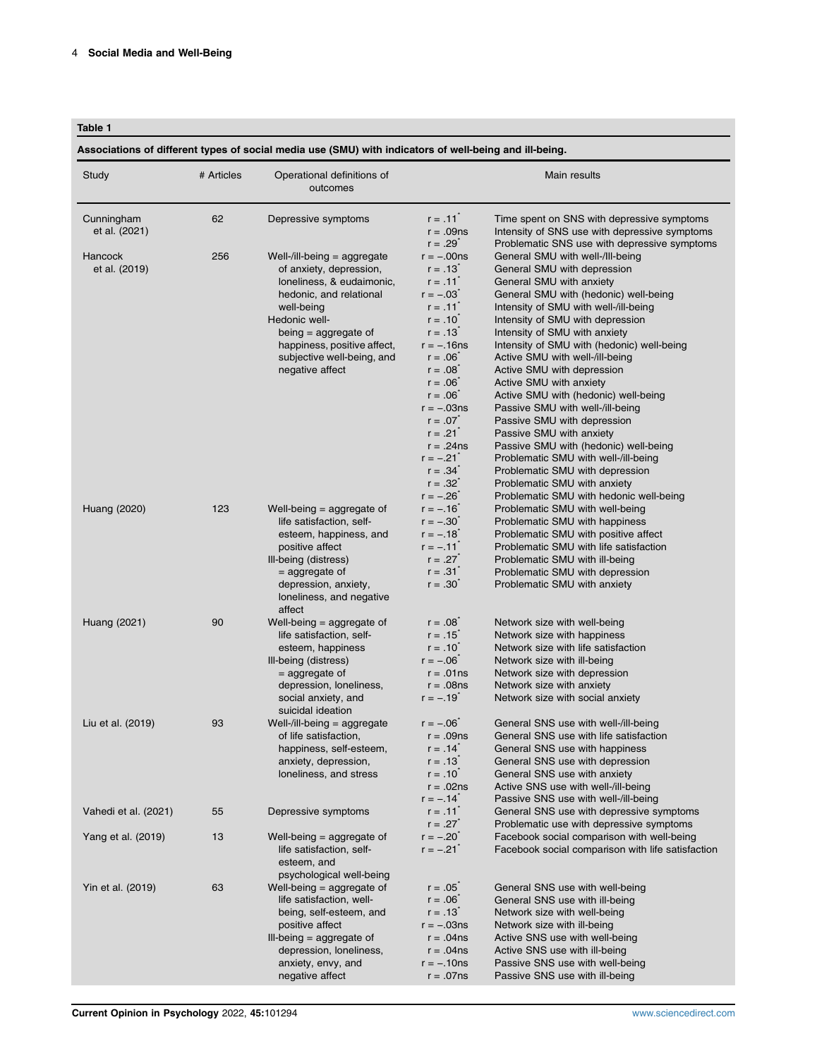**Table 1**

**Associations of different types of social media use (SMU) with indicators of well-being and ill-being.**

| Study | # Articles | Operational definitions of outcomes | Main results | |
|---|---|---|---|---|
| Cunningham et al. (2021) | 62 | Depressive symptoms | r = .11* | Time spent on SNS with depressive symptoms |
| | | | r = .09ns | Intensity of SNS use with depressive symptoms |
| | | | r = .29* | Problematic SNS use with depressive symptoms |
| Hancock et al. (2019) | 256 | Well-/ill-being = aggregate of anxiety, depression, loneliness, & eudaimonic, hedonic, and relational well-being<br>Hedonic well-being = aggregate of happiness, positive affect, subjective well-being, and negative affect | r = −.00ns | General SMU with well-/Ill-being |
| | | | r = .13* | General SMU with depression |
| | | | r = .11* | General SMU with anxiety |
| | | | r = −.03* | General SMU with (hedonic) well-being |
| | | | r = .11* | Intensity of SMU with well-/ill-being |
| | | | r = .10* | Intensity of SMU with depression |
| | | | r = .13* | Intensity of SMU with anxiety |
| | | | r = −.16ns | Intensity of SMU with (hedonic) well-being |
| | | | r = .06* | Active SMU with well-/ill-being |
| | | | r = .08* | Active SMU with depression |
| | | | r = .06* | Active SMU with anxiety |
| | | | r = .06* | Active SMU with (hedonic) well-being |
| | | | r = −.03ns | Passive SMU with well-/ill-being |
| | | | r = .07* | Passive SMU with depression |
| | | | r = .21* | Passive SMU with anxiety |
| | | | r = .24ns | Passive SMU with (hedonic) well-being |
| | | | r = −.21* | Problematic SMU with well-/ill-being |
| | | | r = .34* | Problematic SMU with depression |
| | | | r = .32* | Problematic SMU with anxiety |
| | | | r = −.26* | Problematic SMU with hedonic well-being |
| Huang (2020) | 123 | Well-being = aggregate of life satisfaction, self-esteem, happiness, and positive affect<br>Ill-being (distress) = aggregate of depression, anxiety, loneliness, and negative affect | r = −.16* | Problematic SMU with well-being |
| | | | r = −.30* | Problematic SMU with happiness |
| | | | r = −.18* | Problematic SMU with positive affect |
| | | | r = −.11* | Problematic SMU with life satisfaction |
| | | | r = .27* | Problematic SMU with ill-being |
| | | | r = .31* | Problematic SMU with depression |
| | | | r = .30* | Problematic SMU with anxiety |
| Huang (2021) | 90 | Well-being = aggregate of life satisfaction, self-esteem, happiness<br>Ill-being (distress) = aggregate of depression, loneliness, social anxiety, and suicidal ideation | r = .08* | Network size with well-being |
| | | | r = .15* | Network size with happiness |
| | | | r = .10* | Network size with life satisfaction |
| | | | r = −.06* | Network size with ill-being |
| | | | r = .01ns | Network size with depression |
| | | | r = .08ns | Network size with anxiety |
| | | | r = −.19* | Network size with social anxiety |
| Liu et al. (2019) | 93 | Well-/ill-being = aggregate of life satisfaction, happiness, self-esteem, anxiety, depression, loneliness, and stress | r = −.06* | General SNS use with well-/ill-being |
| | | | r = .09ns | General SNS use with life satisfaction |
| | | | r = .14* | General SNS use with happiness |
| | | | r = .13* | General SNS use with depression |
| | | | r = .10* | General SNS use with anxiety |
| | | | r = .02ns | Active SNS use with well-/ill-being |
| | | | r = −.14* | Passive SNS use with well-/ill-being |
| Vahedi et al. (2021) | 55 | Depressive symptoms | r = .11* | General SNS use with depressive symptoms |
| | | | r = .27* | Problematic use with depressive symptoms |
| Yang et al. (2019) | 13 | Well-being = aggregate of life satisfaction, self-esteem, and psychological well-being | r = −.20* | Facebook social comparison with well-being |
| | | | r = −.21* | Facebook social comparison with life satisfaction |
| Yin et al. (2019) | 63 | Well-being = aggregate of life satisfaction, well-being, self-esteem, and positive affect<br>Ill-being = aggregate of depression, loneliness, anxiety, envy, and negative affect | r = .05* | General SNS use with well-being |
| | | | r = .06* | General SNS use with ill-being |
| | | | r = .13* | Network size with well-being |
| | | | r = −.03ns | Network size with ill-being |
| | | | r = .04ns | Active SNS use with well-being |
| | | | r = .04ns | Active SNS use with ill-being |
| | | | r = −.10ns | Passive SNS use with well-being |
| | | | r = .07ns | Passive SNS use with ill-being |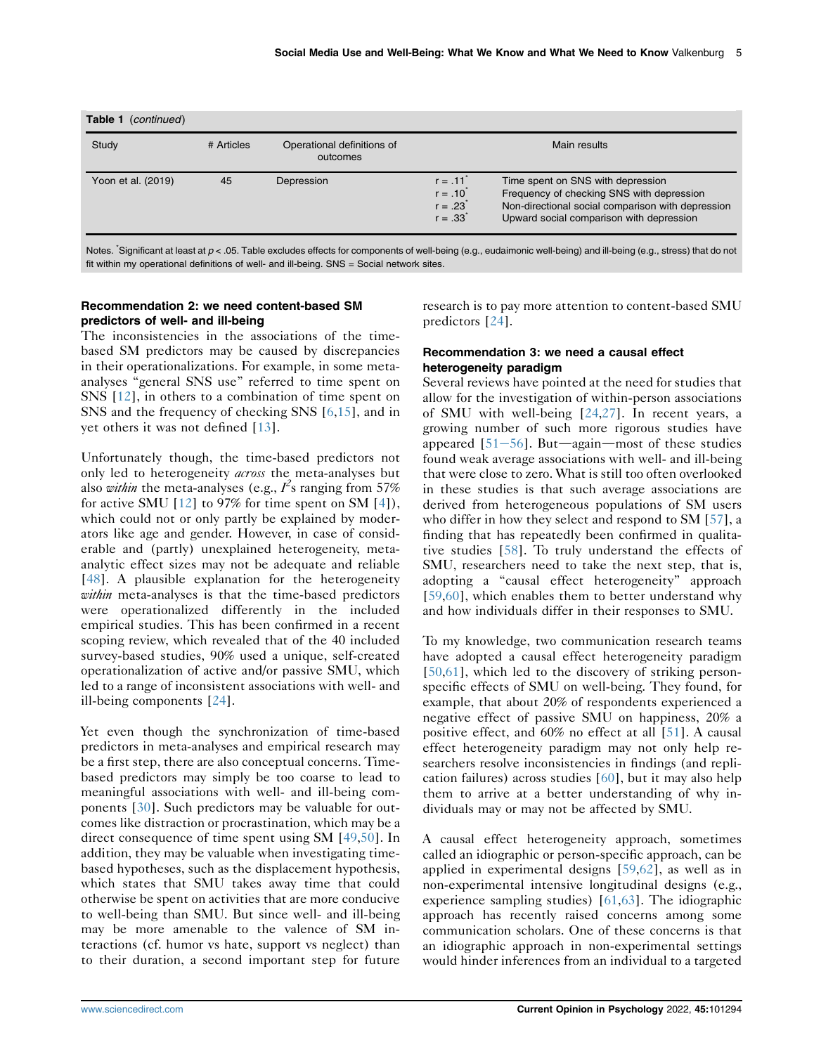**Table 1** (*continued*)

| Study | # Articles | Operational definitions of outcomes | | Main results |
|---|---|---|---|---|
| Yoon et al. (2019) | 45 | Depression | r = .11* | Time spent on SNS with depression |
| | | | r = .10* | Frequency of checking SNS with depression |
| | | | r = .23* | Non-directional social comparison with depression |
| | | | r = .33* | Upward social comparison with depression |

Notes. *Significant at least at $p < .05$. Table excludes effects for components of well-being (e.g., eudaimonic well-being) and ill-being (e.g., stress) that do not fit within my operational definitions of well- and ill-being. SNS = Social network sites.

### Recommendation 2: we need content-based SM predictors of well- and ill-being

The inconsistencies in the associations of the time-based SM predictors may be caused by discrepancies in their operationalizations. For example, in some meta-analyses "general SNS use" referred to time spent on SNS [12], in others to a combination of time spent on SNS and the frequency of checking SNS [6,15], and in yet others it was not defined [13].

Unfortunately though, the time-based predictors not only led to heterogeneity *across* the meta-analyses but also *within* the meta-analyses (e.g., $I^2$s ranging from 57% for active SMU [12] to 97% for time spent on SM [4]), which could not or only partly be explained by moderators like age and gender. However, in case of considerable and (partly) unexplained heterogeneity, meta-analytic effect sizes may not be adequate and reliable [48]. A plausible explanation for the heterogeneity *within* meta-analyses is that the time-based predictors were operationalized differently in the included empirical studies. This has been confirmed in a recent scoping review, which revealed that of the 40 included survey-based studies, 90% used a unique, self-created operationalization of active and/or passive SMU, which led to a range of inconsistent associations with well- and ill-being components [24].

Yet even though the synchronization of time-based predictors in meta-analyses and empirical research may be a first step, there are also conceptual concerns. Time-based predictors may simply be too coarse to lead to meaningful associations with well- and ill-being components [30]. Such predictors may be valuable for outcomes like distraction or procrastination, which may be a direct consequence of time spent using SM [49,50]. In addition, they may be valuable when investigating time-based hypotheses, such as the displacement hypothesis, which states that SMU takes away time that could otherwise be spent on activities that are more conducive to well-being than SMU. But since well- and ill-being may be more amenable to the valence of SM interactions (cf. humor vs hate, support vs neglect) than to their duration, a second important step for future research is to pay more attention to content-based SMU predictors [24].

### Recommendation 3: we need a causal effect heterogeneity paradigm

Several reviews have pointed at the need for studies that allow for the investigation of within-person associations of SMU with well-being [24,27]. In recent years, a growing number of such more rigorous studies have appeared [51–56]. But—again—most of these studies found weak average associations with well- and ill-being that were close to zero. What is still too often overlooked in these studies is that such average associations are derived from heterogeneous populations of SM users who differ in how they select and respond to SM [57], a finding that has repeatedly been confirmed in qualitative studies [58]. To truly understand the effects of SMU, researchers need to take the next step, that is, adopting a "causal effect heterogeneity" approach [59,60], which enables them to better understand why and how individuals differ in their responses to SMU.

To my knowledge, two communication research teams have adopted a causal effect heterogeneity paradigm [50,61], which led to the discovery of striking person-specific effects of SMU on well-being. They found, for example, that about 20% of respondents experienced a negative effect of passive SMU on happiness, 20% a positive effect, and 60% no effect at all [51]. A causal effect heterogeneity paradigm may not only help researchers resolve inconsistencies in findings (and replication failures) across studies [60], but it may also help them to arrive at a better understanding of why individuals may or may not be affected by SMU.

A causal effect heterogeneity approach, sometimes called an idiographic or person-specific approach, can be applied in experimental designs [59,62], as well as in non-experimental intensive longitudinal designs (e.g., experience sampling studies) [61,63]. The idiographic approach has recently raised concerns among some communication scholars. One of these concerns is that an idiographic approach in non-experimental settings would hinder inferences from an individual to a targeted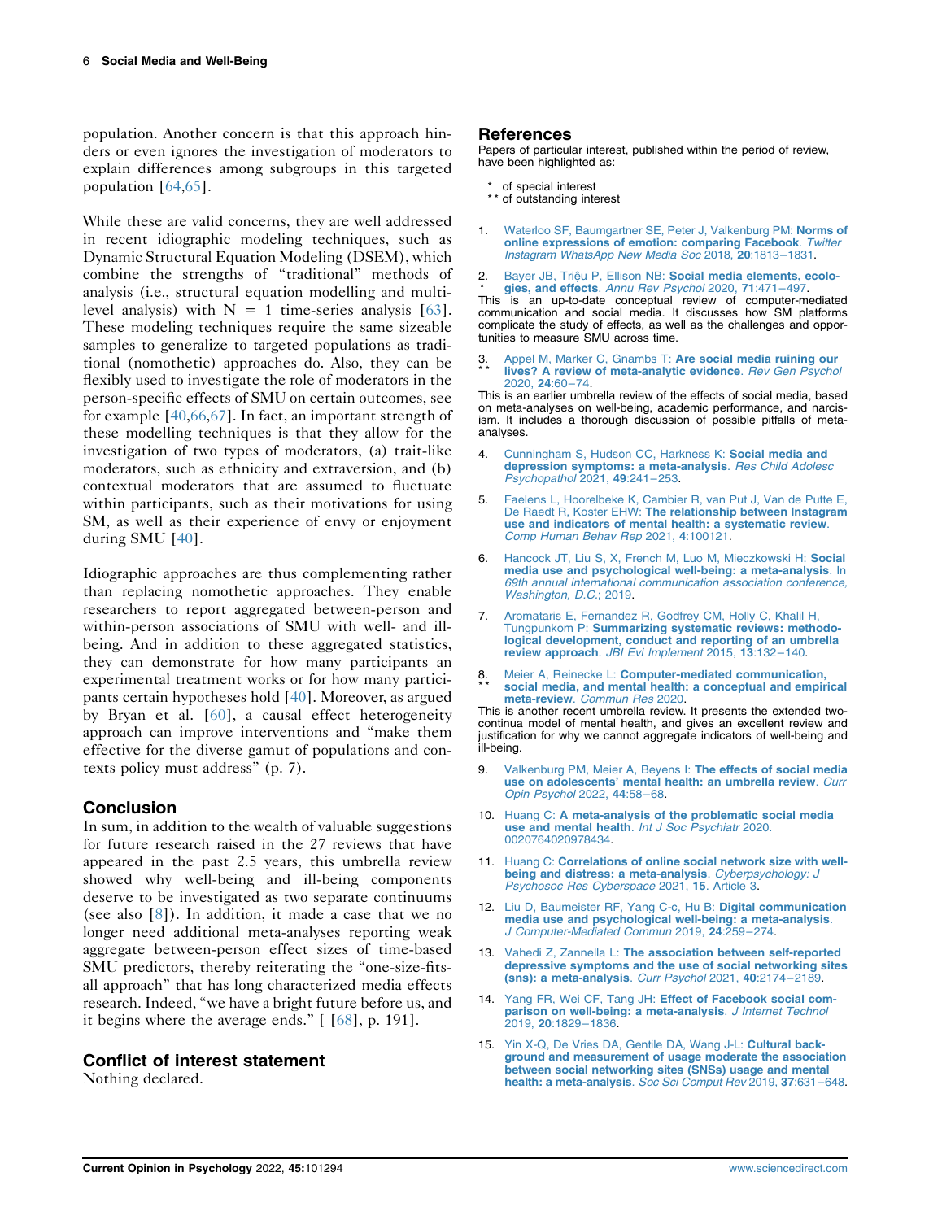population. Another concern is that this approach hinders or even ignores the investigation of moderators to explain differences among subgroups in this targeted population [64,65].

While these are valid concerns, they are well addressed in recent idiographic modeling techniques, such as Dynamic Structural Equation Modeling (DSEM), which combine the strengths of "traditional" methods of analysis (i.e., structural equation modelling and multilevel analysis) with N = 1 time-series analysis [63]. These modeling techniques require the same sizeable samples to generalize to targeted populations as traditional (nomothetic) approaches do. Also, they can be flexibly used to investigate the role of moderators in the person-specific effects of SMU on certain outcomes, see for example [40,66,67]. In fact, an important strength of these modelling techniques is that they allow for the investigation of two types of moderators, (a) trait-like moderators, such as ethnicity and extraversion, and (b) contextual moderators that are assumed to fluctuate within participants, such as their motivations for using SM, as well as their experience of envy or enjoyment during SMU [40].

Idiographic approaches are thus complementing rather than replacing nomothetic approaches. They enable researchers to report aggregated between-person and within-person associations of SMU with well- and ill-being. And in addition to these aggregated statistics, they can demonstrate for how many participants an experimental treatment works or for how many participants certain hypotheses hold [40]. Moreover, as argued by Bryan et al. [60], a causal effect heterogeneity approach can improve interventions and "make them effective for the diverse gamut of populations and contexts policy must address" (p. 7).

## Conclusion

In sum, in addition to the wealth of valuable suggestions for future research raised in the 27 reviews that have appeared in the past 2.5 years, this umbrella review showed why well-being and ill-being components deserve to be investigated as two separate continuums (see also [8]). In addition, it made a case that we no longer need additional meta-analyses reporting weak aggregate between-person effect sizes of time-based SMU predictors, thereby reiterating the "one-size-fits-all approach" that has long characterized media effects research. Indeed, "we have a bright future before us, and it begins where the average ends." [ [68], p. 191].

## Conflict of interest statement

Nothing declared.

## References

Papers of particular interest, published within the period of review, have been highlighted as:

\* of special interest
\*\* of outstanding interest

1. Waterloo SF, Baumgartner SE, Peter J, Valkenburg PM: **Norms of online expressions of emotion: comparing Facebook**. *Twitter Instagram WhatsApp New Media Soc* 2018, **20**:1813–1831.

2. \* Bayer JB, Triệu P, Ellison NB: **Social media elements, ecologies, and effects**. *Annu Rev Psychol* 2020, **71**:471–497.
This is an up-to-date conceptual review of computer-mediated communication and social media. It discusses how SM platforms complicate the study of effects, as well as the challenges and opportunities to measure SMU across time.

3. \*\* Appel M, Marker C, Gnambs T: **Are social media ruining our lives? A review of meta-analytic evidence**. *Rev Gen Psychol* 2020, **24**:60–74.
This is an earlier umbrella review of the effects of social media, based on meta-analyses on well-being, academic performance, and narcissism. It includes a thorough discussion of possible pitfalls of meta-analyses.

4. Cunningham S, Hudson CC, Harkness K: **Social media and depression symptoms: a meta-analysis**. *Res Child Adolesc Psychopathol* 2021, **49**:241–253.

5. Faelens L, Hoorelbeke K, Cambier R, van Put J, Van de Putte E, De Raedt R, Koster EHW: **The relationship between Instagram use and indicators of mental health: a systematic review**. *Comp Human Behav Rep* 2021, **4**:100121.

6. Hancock JT, Liu S, X, French M, Luo M, Mieczkowski H: **Social media use and psychological well-being: a meta-analysis**. In *69th annual international communication association conference, Washington, D.C.*; 2019.

7. Aromataris E, Fernandez R, Godfrey CM, Holly C, Khalil H, Tungpunkom P: **Summarizing systematic reviews: methodological development, conduct and reporting of an umbrella review approach**. *JBI Evi Implement* 2015, **13**:132–140.

8. \*\* Meier A, Reinecke L: **Computer-mediated communication, social media, and mental health: a conceptual and empirical meta-review**. *Commun Res* 2020.
This is another recent umbrella review. It presents the extended two-continua model of mental health, and gives an excellent review and justification for why we cannot aggregate indicators of well-being and ill-being.

9. Valkenburg PM, Meier A, Beyens I: **The effects of social media use on adolescents' mental health: an umbrella review**. *Curr Opin Psychol* 2022, **44**:58–68.

10. Huang C: **A meta-analysis of the problematic social media use and mental health**. *Int J Soc Psychiatr* 2020. 0020764020978434.

11. Huang C: **Correlations of online social network size with well-being and distress: a meta-analysis**. *Cyberpsychology: J Psychosoc Res Cyberspace* 2021, **15**. Article 3.

12. Liu D, Baumeister RF, Yang C-c, Hu B: **Digital communication media use and psychological well-being: a meta-analysis**. *J Computer-Mediated Commun* 2019, **24**:259–274.

13. Vahedi Z, Zannella L: **The association between self-reported depressive symptoms and the use of social networking sites (sns): a meta-analysis**. *Curr Psychol* 2021, **40**:2174–2189.

14. Yang FR, Wei CF, Tang JH: **Effect of Facebook social comparison on well-being: a meta-analysis**. *J Internet Technol* 2019, **20**:1829–1836.

15. Yin X-Q, De Vries DA, Gentile DA, Wang J-L: **Cultural background and measurement of usage moderate the association between social networking sites (SNSs) usage and mental health: a meta-analysis**. *Soc Sci Comput Rev* 2019, **37**:631–648.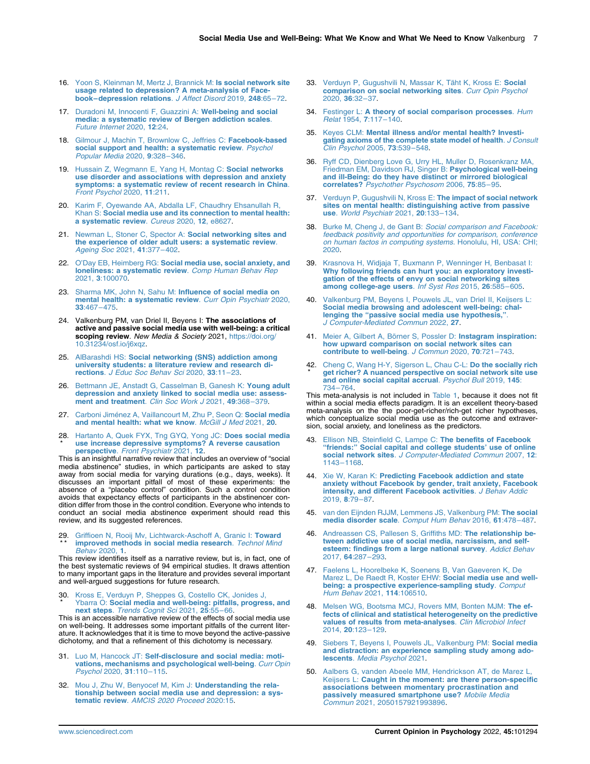16. Yoon S, Kleinman M, Mertz J, Brannick M: **Is social network site usage related to depression? A meta-analysis of Facebook–depression relations**. *J Affect Disord* 2019, **248**:65–72.

17. Duradoni M, Innocenti F, Guazzini A: **Well-being and social media: a systematic review of Bergen addiction scales**. *Future Internet* 2020, **12**:24.

18. Gilmour J, Machin T, Brownlow C, Jeffries C: **Facebook-based social support and health: a systematic review**. *Psychol Popular Media* 2020, **9**:328–346.

19. Hussain Z, Wegmann E, Yang H, Montag C: **Social networks use disorder and associations with depression and anxiety symptoms: a systematic review of recent research in China**. *Front Psychol* 2020, **11**:211.

20. Karim F, Oyewande AA, Abdalla LF, Chaudhry Ehsanullah R, Khan S: **Social media use and its connection to mental health: a systematic review**. *Cureus* 2020, **12**, e8627.

21. Newman L, Stoner C, Spector A: **Social networking sites and the experience of older adult users: a systematic review**. *Ageing Soc* 2021, **41**:377–402.

22. O'Day EB, Heimberg RG: **Social media use, social anxiety, and loneliness: a systematic review**. *Comp Human Behav Rep* 2021, **3**:100070.

23. Sharma MK, John N, Sahu M: **Influence of social media on mental health: a systematic review**. *Curr Opin Psychiatr* 2020, **33**:467–475.

24. Valkenburg PM, van Driel II, Beyens I: **The associations of active and passive social media use with well-being: a critical scoping review**. *New Media & Society* 2021, https://doi.org/10.31234/osf.io/j6xqz.

25. AlBarashdi HS: **Social networking (SNS) addiction among university students: a literature review and research directions**. *J Educ Soc Behav Sci* 2020, **33**:11–23.

26. Bettmann JE, Anstadt G, Casselman B, Ganesh K: **Young adult depression and anxiety linked to social media use: assessment and treatment**. *Clin Soc Work J* 2021, **49**:368–379.

27. Carboni Jiménez A, Vaillancourt M, Zhu P, Seon Q: **Social media and mental health: what we know**. *McGill J Med* 2021, **20**.

28. \* Hartanto A, Quek FYX, Tng GYQ, Yong JC: **Does social media use increase depressive symptoms? A reverse causation perspective**. *Front Psychiatr* 2021, **12**.

This is an insightful narrative review that includes an overview of "social media abstinence" studies, in which participants are asked to stay away from social media for varying durations (e.g., days, weeks). It discusses an important pitfall of most of these experiments: the absence of a "placebo control" condition. Such a control condition avoids that expectancy effects of participants in the abstinencer condition differ from those in the control condition. Everyone who intends to conduct an social media abstinence experiment should read this review, and its suggested references.

29. \*\* Griffioen N, Rooij Mv, Lichtwarck-Aschoff A, Granic I: **Toward improved methods in social media research**. *Technol Mind Behav* 2020, **1**.

This review identifies itself as a narrative review, but is, in fact, one of the best systematic reviews of 94 empirical studies. It draws attention to many important gaps in the literature and provides several important and well-argued suggestions for future research.

30. \* Kross E, Verduyn P, Sheppes G, Costello CK, Jonides J, Ybarra O: **Social media and well-being: pitfalls, progress, and next steps**. *Trends Cognit Sci* 2021, **25**:55–66.

This is an accessible narrative review of the effects of social media use on well-being. It addresses some important pitfalls of the current literature. It acknowledges that it is time to move beyond the active-passive dichotomy, and that a refinement of this dichotomy is necessary.

31. Luo M, Hancock JT: **Self-disclosure and social media: motivations, mechanisms and psychological well-being**. *Curr Opin Psychol* 2020, **31**:110–115.

32. Mou J, Zhu W, Benyocef M, Kim J: **Understanding the relationship between social media use and depression: a systematic review**. *AMCIS 2020 Proceed* 2020:15.

33. Verduyn P, Gugushvili N, Massar K, Täht K, Kross E: **Social comparison on social networking sites**. *Curr Opin Psychol* 2020, **36**:32–37.

34. Festinger L: **A theory of social comparison processes**. *Hum Relat* 1954, **7**:117–140.

35. Keyes CLM: **Mental illness and/or mental health? Investigating axioms of the complete state model of health**. *J Consult Clin Psychol* 2005, **73**:539–548.

36. Ryff CD, Dienberg Love G, Urry HL, Muller D, Rosenkranz MA, Friedman EM, Davidson RJ, Singer B: **Psychological well-being and ill-Being: do they have distinct or mirrored biological correlates?** *Psychother Psychosom* 2006, **75**:85–95.

37. Verduyn P, Gugushvili N, Kross E: **The impact of social network sites on mental health: distinguishing active from passive use**. *World Psychiatr* 2021, **20**:133–134.

38. Burke M, Cheng J, de Gant B: *Social comparison and Facebook: feedback positivity and opportunities for comparison, conference on human factos in computing systems*. Honolulu, HI, USA: CHI; 2020.

39. Krasnova H, Widjaja T, Buxmann P, Wenninger H, Benbasat I: **Why following friends can hurt you: an exploratory investigation of the effects of envy on social networking sites among college-age users**. *Inf Syst Res* 2015, **26**:585–605.

40. Valkenburg PM, Beyens I, Pouwels JL, van Driel II, Keijsers L: **Social media browsing and adolescent well-being: challenging the "passive social media use hypothesis,"**. *J Computer-Mediated Commun* 2022, **27**.

41. Meier A, Gilbert A, Börner S, Possler D: **Instagram inspiration: how upward comparison on social network sites can contribute to well-being**. *J Commun* 2020, **70**:721–743.

42. \* Cheng C, Wang H-Y, Sigerson L, Chau C-L: **Do the socially rich get richer? A nuanced perspective on social network site use and online social capital accrual**. *Psychol Bull* 2019, **145**:734–764.

This meta-analysis is not included in Table 1, because it does not fit within a social media effects paradigm. It is an excellent theory-based meta-analysis on the the poor-get-richer/rich-get richer hypotheses, which conceptualize social media use as the outcome and extraversion, social anxiety, and loneliness as the predictors.

43. Ellison NB, Steinfield C, Lampe C: **The benefits of Facebook "friends:" Social capital and college students' use of online social network sites**. *J Computer-Mediated Commun* 2007, **12**:1143–1168.

44. Xie W, Karan K: **Predicting Facebook addiction and state anxiety without Facebook by gender, trait anxiety, Facebook intensity, and different Facebook activities**. *J Behav Addic* 2019, **8**:79–87.

45. van den Eijnden RJJM, Lemmens JS, Valkenburg PM: **The social media disorder scale**. *Comput Hum Behav* 2016, **61**:478–487.

46. Andreassen CS, Pallesen S, Griffiths MD: **The relationship between addictive use of social media, narcissism, and self-esteem: findings from a large national survey**. *Addict Behav* 2017, **64**:287–293.

47. Faelens L, Hoorelbeke K, Soenens B, Van Gaeveren K, De Marez L, De Raedt R, Koster EHW: **Social media use and well-being: a prospective experience-sampling study**. *Comput Hum Behav* 2021, **114**:106510.

48. Melsen WG, Bootsma MCJ, Rovers MM, Bonten MJM: **The effects of clinical and statistical heterogeneity on the predictive values of results from meta-analyses**. *Clin Microbiol Infect* 2014, **20**:123–129.

49. Siebers T, Beyens I, Pouwels JL, Valkenburg PM: **Social media and distraction: an experience sampling study among adolescents**. *Media Psychol* 2021.

50. Aalbers G, vanden Abeele MM, Hendrickson AT, de Marez L, Keijsers L: **Caught in the moment: are there person-specific associations between momentary procrastination and passively measured smartphone use?** *Mobile Media Commun* 2021, 2050157921993896.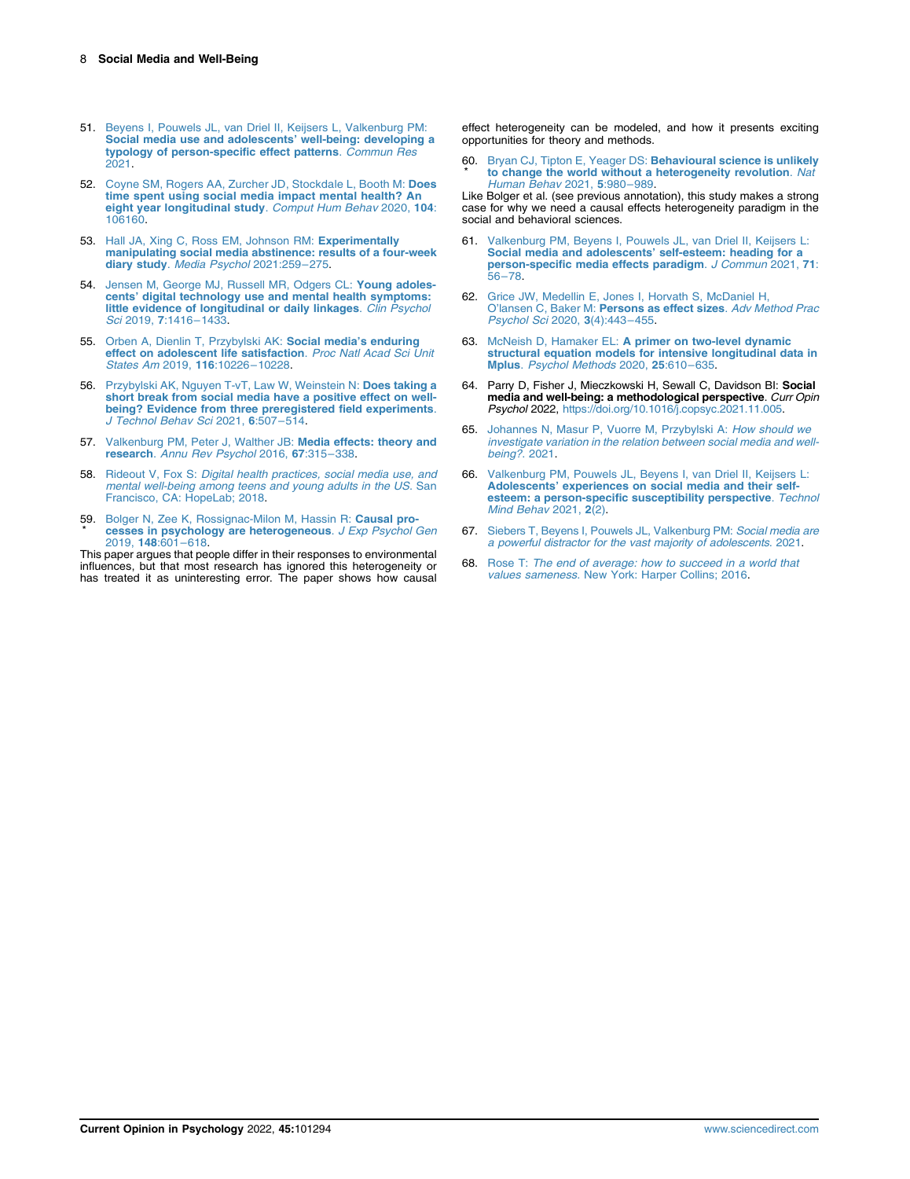51. Beyens I, Pouwels JL, van Driel II, Keijsers L, Valkenburg PM: **Social media use and adolescents' well-being: developing a typology of person-specific effect patterns**. *Commun Res* 2021.

52. Coyne SM, Rogers AA, Zurcher JD, Stockdale L, Booth M: **Does time spent using social media impact mental health? An eight year longitudinal study**. *Comput Hum Behav* 2020, **104**: 106160.

53. Hall JA, Xing C, Ross EM, Johnson RM: **Experimentally manipulating social media abstinence: results of a four-week diary study**. *Media Psychol* 2021:259–275.

54. Jensen M, George MJ, Russell MR, Odgers CL: **Young adolescents' digital technology use and mental health symptoms: little evidence of longitudinal or daily linkages**. *Clin Psychol Sci* 2019, **7**:1416–1433.

55. Orben A, Dienlin T, Przybylski AK: **Social media's enduring effect on adolescent life satisfaction**. *Proc Natl Acad Sci Unit States Am* 2019, **116**:10226–10228.

56. Przybylski AK, Nguyen T-vT, Law W, Weinstein N: **Does taking a short break from social media have a positive effect on well-being? Evidence from three preregistered field experiments**. *J Technol Behav Sci* 2021, **6**:507–514.

57. Valkenburg PM, Peter J, Walther JB: **Media effects: theory and research**. *Annu Rev Psychol* 2016, **67**:315–338.

58. Rideout V, Fox S: *Digital health practices, social media use, and mental well-being among teens and young adults in the US*. San Francisco, CA: HopeLab; 2018.

59. * Bolger N, Zee K, Rossignac-Milon M, Hassin R: **Causal processes in psychology are heterogeneous**. *J Exp Psychol Gen* 2019, **148**:601–618.

This paper argues that people differ in their responses to environmental influences, but that most research has ignored this heterogeneity or has treated it as uninteresting error. The paper shows how causal effect heterogeneity can be modeled, and how it presents exciting opportunities for theory and methods.

60. * Bryan CJ, Tipton E, Yeager DS: **Behavioural science is unlikely to change the world without a heterogeneity revolution**. *Nat Human Behav* 2021, **5**:980–989.

Like Bolger et al. (see previous annotation), this study makes a strong case for why we need a causal effects heterogeneity paradigm in the social and behavioral sciences.

61. Valkenburg PM, Beyens I, Pouwels JL, van Driel II, Keijsers L: **Social media and adolescents' self-esteem: heading for a person-specific media effects paradigm**. *J Commun* 2021, **71**: 56–78.

62. Grice JW, Medellin E, Jones I, Horvath S, McDaniel H, O'lansen C, Baker M: **Persons as effect sizes**. *Adv Method Prac Psychol Sci* 2020, **3**(4):443–455.

63. McNeish D, Hamaker EL: **A primer on two-level dynamic structural equation models for intensive longitudinal data in Mplus**. *Psychol Methods* 2020, **25**:610–635.

64. Parry D, Fisher J, Mieczkowski H, Sewall C, Davidson BI: **Social media and well-being: a methodological perspective**. *Curr Opin Psychol* 2022, https://doi.org/10.1016/j.copsyc.2021.11.005.

65. Johannes N, Masur P, Vuorre M, Przybylski A: *How should we investigate variation in the relation between social media and well-being?*. 2021.

66. Valkenburg PM, Pouwels JL, Beyens I, van Driel II, Keijsers L: **Adolescents' experiences on social media and their self-esteem: a person-specific susceptibility perspective**. *Technol Mind Behav* 2021, **2**(2).

67. Siebers T, Beyens I, Pouwels JL, Valkenburg PM: *Social media are a powerful distractor for the vast majority of adolescents*. 2021.

68. Rose T: *The end of average: how to succeed in a world that values sameness*. New York: Harper Collins; 2016.